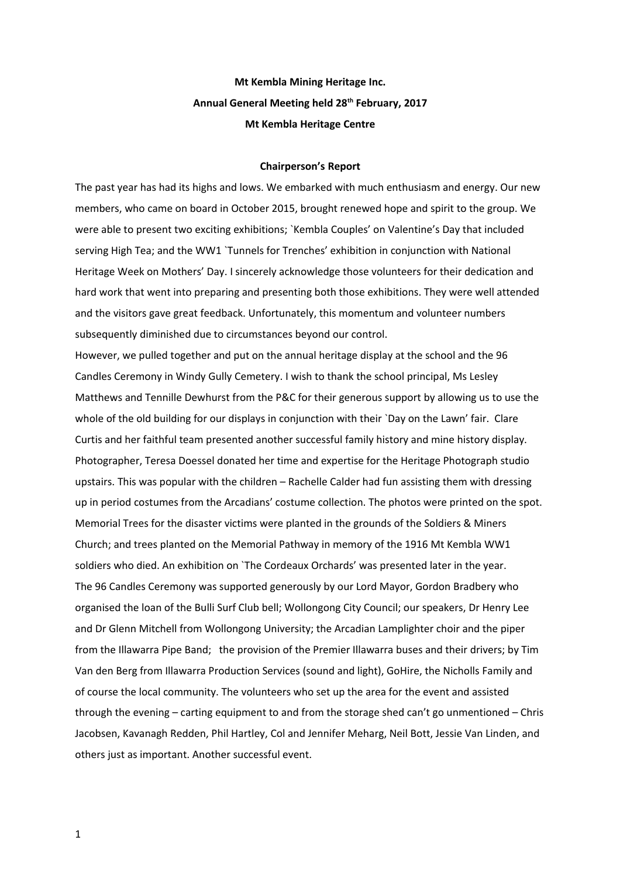**Mt Kembla Mining Heritage Inc.**

**Annual General Meeting held 28th February, 2017**

**Mt Kembla Heritage Centre**

**Chairperson's Report**

The past year has had its highs and lows. We embarked with much enthusiasm and energy. Our new members, who came on board in October 2015, brought renewed hope and spirit to the group. We were able to present two exciting exhibitions; `Kembla Couples' on Valentine's Day that included serving High Tea; and the WW1 `Tunnels for Trenches' exhibition in conjunction with National Heritage Week on Mothers' Day. I sincerely acknowledge those volunteers for their dedication and hard work that went into preparing and presenting both those exhibitions. They were well attended and the visitors gave great feedback. Unfortunately, this momentum and volunteer numbers subsequently diminished due to circumstances beyond our control.

However, we pulled together and put on the annual heritage display at the school and the 96 Candles Ceremony in Windy Gully Cemetery. I wish to thank the school principal, Ms Lesley Matthews and Tennille Dewhurst from the P&C for their generous support by allowing us to use the whole of the old building for our displays in conjunction with their `Day on the Lawn' fair. Clare Curtis and her faithful team presented another successful family history and mine history display. Photographer, Teresa Doessel donated her time and expertise for the Heritage Photograph studio upstairs. This was popular with the children – Rachelle Calder had fun assisting them with dressing up in period costumes from the Arcadians' costume collection. The photos were printed on the spot. Memorial Trees for the disaster victims were planted in the grounds of the Soldiers & Miners Church; and trees planted on the Memorial Pathway in memory of the 1916 Mt Kembla WW1 soldiers who died. An exhibition on `The Cordeaux Orchards' was presented later in the year.

The 96 Candles Ceremony was supported generously by our Lord Mayor, Gordon Bradbery who organised the loan of the Bulli Surf Club bell; Wollongong City Council; our speakers, Dr Henry Lee and Dr Glenn Mitchell from Wollongong University; the Arcadian Lamplighter choir and the piper from the Illawarra Pipe Band; the provision of the Premier Illawarra buses and their drivers; by Tim Van den Berg from Illawarra Production Services (sound and light), GoHire, the Nicholls Family and of course the local community. The volunteers who set up the area for the event and assisted through the evening – carting equipment to and from the storage shed can't go unmentioned – Chris Jacobsen, Kavanagh Redden, Phil Hartley, Col and Jennifer Meharg, Neil Bott, Jessie Van Linden, and others just as important. Another successful event.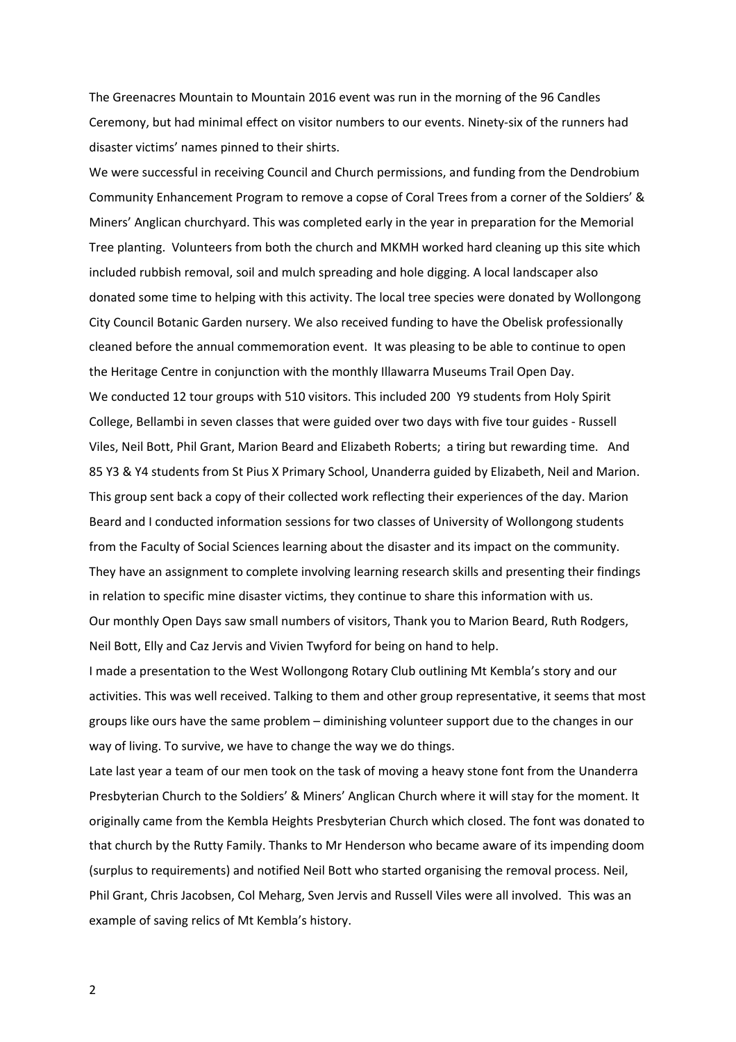The Greenacres Mountain to Mountain 2016 event was run in the morning of the 96 Candles Ceremony, but had minimal effect on visitor numbers to our events. Ninety-six of the runners had disaster victims' names pinned to their shirts.

We were successful in receiving Council and Church permissions, and funding from the Dendrobium Community Enhancement Program to remove a copse of Coral Trees from a corner of the Soldiers' & Miners' Anglican churchyard. This was completed early in the year in preparation for the Memorial Tree planting. Volunteers from both the church and MKMH worked hard cleaning up this site which included rubbish removal, soil and mulch spreading and hole digging. A local landscaper also donated some time to helping with this activity. The local tree species were donated by Wollongong City Council Botanic Garden nursery. We also received funding to have the Obelisk professionally cleaned before the annual commemoration event. It was pleasing to be able to continue to open the Heritage Centre in conjunction with the monthly Illawarra Museums Trail Open Day.

We conducted 12 tour groups with 510 visitors. This included 200 Y9 students from Holy Spirit College, Bellambi in seven classes that were guided over two days with five tour guides - Russell Viles, Neil Bott, Phil Grant, Marion Beard and Elizabeth Roberts; a tiring but rewarding time. And 85 Y3 & Y4 students from St Pius X Primary School, Unanderra guided by Elizabeth, Neil and Marion. This group sent back a copy of their collected work reflecting their experiences of the day. Marion Beard and I conducted information sessions for two classes of University of Wollongong students from the Faculty of Social Sciences learning about the disaster and its impact on the community. They have an assignment to complete involving learning research skills and presenting their findings in relation to specific mine disaster victims, they continue to share this information with us.

Our monthly Open Days saw small numbers of visitors, Thank you to Marion Beard, Ruth Rodgers, Neil Bott, Elly and Caz Jervis and Vivien Twyford for being on hand to help.

I made a presentation to the West Wollongong Rotary Club outlining Mt Kembla's story and our activities. This was well received. Talking to them and other group representative, it seems that most groups like ours have the same problem – diminishing volunteer support due to the changes in our way of living. To survive, we have to change the way we do things.

Late last year a team of our men took on the task of moving a heavy stone font from the Unanderra Presbyterian Church to the Soldiers' & Miners' Anglican Church where it will stay for the moment. It originally came from the Kembla Heights Presbyterian Church which closed. The font was donated to that church by the Rutty Family. Thanks to Mr Henderson who became aware of its impending doom (surplus to requirements) and notified Neil Bott who started organising the removal process. Neil, Phil Grant, Chris Jacobsen, Col Meharg, Sven Jervis and Russell Viles were all involved. This was an example of saving relics of Mt Kembla's history.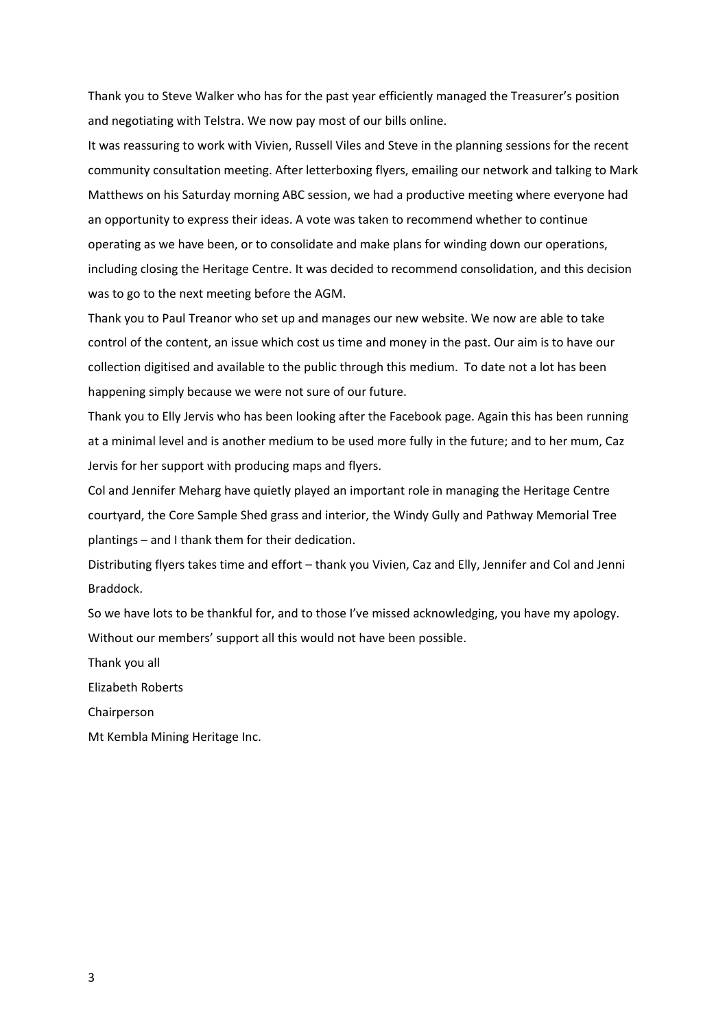Thank you to Steve Walker who has for the past year efficiently managed the Treasurer's position and negotiating with Telstra. We now pay most of our bills online.

It was reassuring to work with Vivien, Russell Viles and Steve in the planning sessions for the recent community consultation meeting. After letterboxing flyers, emailing our network and talking to Mark Matthews on his Saturday morning ABC session, we had a productive meeting where everyone had an opportunity to express their ideas. A vote was taken to recommend whether to continue operating as we have been, or to consolidate and make plans for winding down our operations, including closing the Heritage Centre. It was decided to recommend consolidation, and this decision was to go to the next meeting before the AGM.

Thank you to Paul Treanor who set up and manages our new website. We now are able to take control of the content, an issue which cost us time and money in the past. Our aim is to have our collection digitised and available to the public through this medium. To date not a lot has been happening simply because we were not sure of our future.

Thank you to Elly Jervis who has been looking after the Facebook page. Again this has been running at a minimal level and is another medium to be used more fully in the future; and to her mum, Caz Jervis for her support with producing maps and flyers.

Col and Jennifer Meharg have quietly played an important role in managing the Heritage Centre courtyard, the Core Sample Shed grass and interior, the Windy Gully and Pathway Memorial Tree plantings – and I thank them for their dedication.

Distributing flyers takes time and effort – thank you Vivien, Caz and Elly, Jennifer and Col and Jenni Braddock.

So we have lots to be thankful for, and to those I've missed acknowledging, you have my apology. Without our members' support all this would not have been possible.

Thank you all

Elizabeth Roberts

Chairperson

Mt Kembla Mining Heritage Inc.